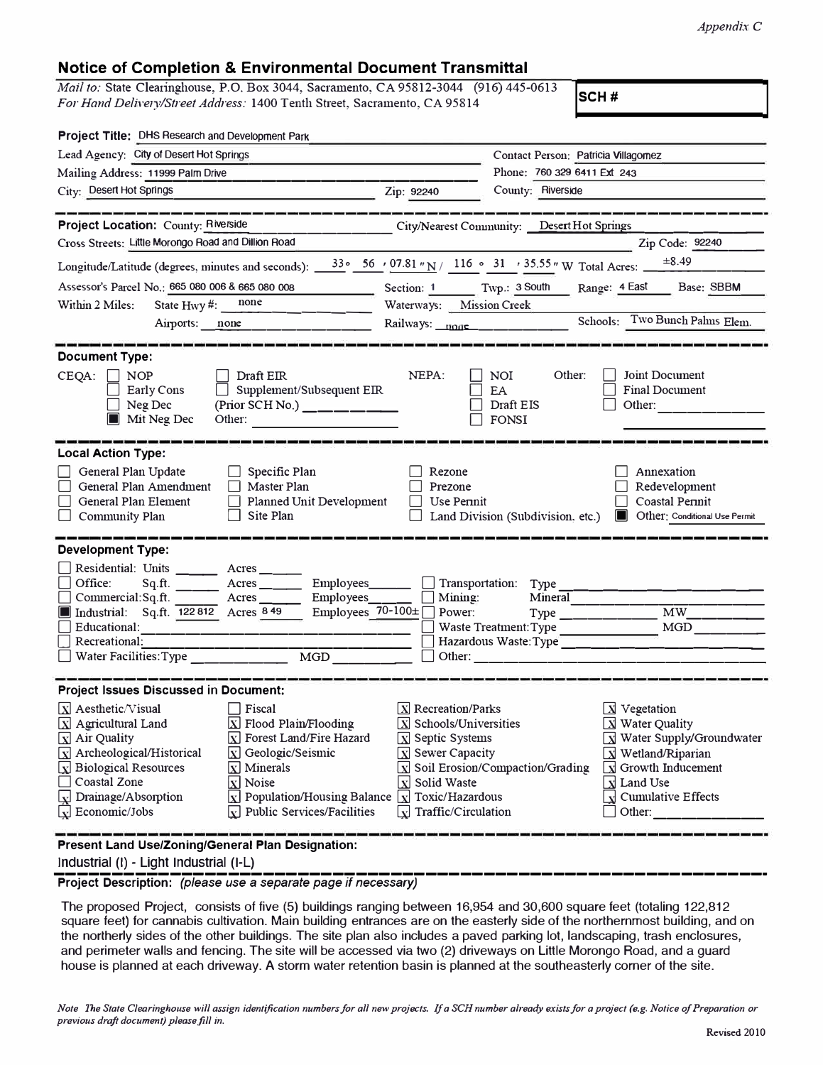*Appendix C*

## Notice of Completion & Environmental Document Transmittal

*Mail to:* State Clearinghouse, P.O. Box 3044, Sacramento, CA 95812-3044 (916) 445-0613
*For Hand Delivery/Street Address:* 1400 Tenth Street, Sacramento, CA 95814

**SCH #**

**Project Title:** DHS Research and Development Park

Lead Agency: City of Desert Hot Springs — Contact Person: Patricia Villagomez
Mailing Address: 11999 Palm Drive — Phone: 760 329 6411 Ext 243
City: Desert Hot Springs — Zip: 92240 — County: Riverside

**Project Location:** County: Riverside — City/Nearest Community: Desert Hot Springs
Cross Streets: Little Morongo Road and Dillion Road — Zip Code: 92240
Longitude/Latitude (degrees, minutes and seconds): 33° 56 ′ 07.81 ″ N / 116 ° 31 ′ 35.55 ″ W Total Acres: ±8.49
Assessor's Parcel No.: 665 080 006 & 665 080 008 — Section: 1 — Twp.: 3 South — Range: 4 East — Base: SBBM
Within 2 Miles: State Hwy #: none — Waterways: Mission Creek
Airports: none — Railways: none — Schools: Two Bunch Palms Elem.

### Document Type:

CEQA: ☐ NOP ☐ Early Cons ☐ Neg Dec ■ Mit Neg Dec ☐ Draft EIR ☐ Supplement/Subsequent EIR (Prior SCH No.) ______ Other: ______
NEPA: ☐ NOI ☐ EA ☐ Draft EIS ☐ FONSI
Other: ☐ Joint Document ☐ Final Document ☐ Other: ______

### Local Action Type:

☐ General Plan Update ☐ General Plan Amendment ☐ General Plan Element ☐ Community Plan ☐ Specific Plan ☐ Master Plan ☐ Planned Unit Development ☐ Site Plan ☐ Rezone ☐ Prezone ☐ Use Permit ☐ Land Division (Subdivision, etc.) ☐ Annexation ☐ Redevelopment ☐ Coastal Permit ■ Other: Conditional Use Permit

### Development Type:

☐ Residential: Units ______ Acres ______
☐ Office: Sq.ft. ______ Acres ______ Employees ______
☐ Commercial: Sq.ft. ______ Acres ______ Employees ______
■ Industrial: Sq.ft. 122 812 Acres 8 49 Employees 70-100±
☐ Educational: ______
☐ Recreational: ______
☐ Water Facilities: Type ______ MGD ______
☐ Transportation: Type ______
☐ Mining: Mineral ______
☐ Power: Type ______ MW ______
☐ Waste Treatment: Type ______ MGD ______
☐ Hazardous Waste: Type ______
☐ Other: ______

### Project Issues Discussed in Document:

[X] Aesthetic/Visual ☐ Fiscal [X] Recreation/Parks [X] Vegetation
[X] Agricultural Land [X] Flood Plain/Flooding [X] Schools/Universities [X] Water Quality
[X] Air Quality [X] Forest Land/Fire Hazard [X] Septic Systems [X] Water Supply/Groundwater
[X] Archeological/Historical [X] Geologic/Seismic [X] Sewer Capacity [X] Wetland/Riparian
[X] Biological Resources [X] Minerals [X] Soil Erosion/Compaction/Grading [X] Growth Inducement
☐ Coastal Zone [X] Noise [X] Solid Waste [X] Land Use
[X] Drainage/Absorption [X] Population/Housing Balance [X] Toxic/Hazardous [X] Cumulative Effects
[X] Economic/Jobs [X] Public Services/Facilities [X] Traffic/Circulation ☐ Other: ______

### Present Land Use/Zoning/General Plan Designation:

Industrial (I) - Light Industrial (I-L)

### Project Description: *(please use a separate page if necessary)*

The proposed Project, consists of five (5) buildings ranging between 16,954 and 30,600 square feet (totaling 122,812 square feet) for cannabis cultivation. Main building entrances are on the easterly side of the northernmost building, and on the northerly sides of the other buildings. The site plan also includes a paved parking lot, landscaping, trash enclosures, and perimeter walls and fencing. The site will be accessed via two (2) driveways on Little Morongo Road, and a guard house is planned at each driveway. A storm water retention basin is planned at the southeasterly corner of the site.

*Note The State Clearinghouse will assign identification numbers for all new projects. If a SCH number already exists for a project (e.g. Notice of Preparation or previous draft document) please fill in.*

Revised 2010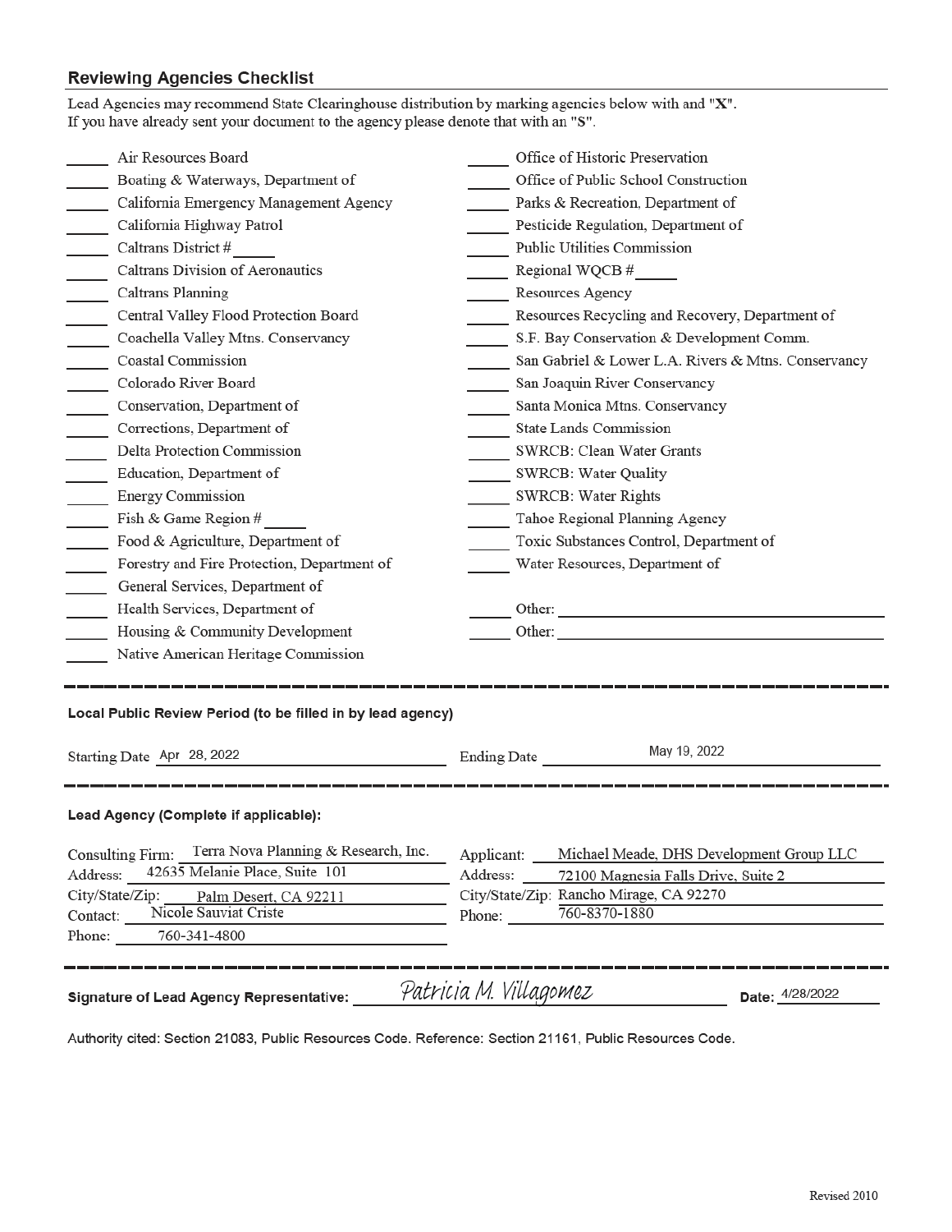## Reviewing Agencies Checklist

Lead Agencies may recommend State Clearinghouse distribution by marking agencies below with and "X".
If you have already sent your document to the agency please denote that with an "S".

_____ Air Resources Board
_____ Boating & Waterways, Department of
_____ California Emergency Management Agency
_____ California Highway Patrol
_____ Caltrans District # _____
_____ Caltrans Division of Aeronautics
_____ Caltrans Planning
_____ Central Valley Flood Protection Board
_____ Coachella Valley Mtns. Conservancy
_____ Coastal Commission
_____ Colorado River Board
_____ Conservation, Department of
_____ Corrections, Department of
_____ Delta Protection Commission
_____ Education, Department of
_____ Energy Commission
_____ Fish & Game Region # _____
_____ Food & Agriculture, Department of
_____ Forestry and Fire Protection, Department of
_____ General Services, Department of
_____ Health Services, Department of
_____ Housing & Community Development
_____ Native American Heritage Commission
_____ Office of Historic Preservation
_____ Office of Public School Construction
_____ Parks & Recreation, Department of
_____ Pesticide Regulation, Department of
_____ Public Utilities Commission
_____ Regional WQCB # _____
_____ Resources Agency
_____ Resources Recycling and Recovery, Department of
_____ S.F. Bay Conservation & Development Comm.
_____ San Gabriel & Lower L.A. Rivers & Mtns. Conservancy
_____ San Joaquin River Conservancy
_____ Santa Monica Mtns. Conservancy
_____ State Lands Commission
_____ SWRCB: Clean Water Grants
_____ SWRCB: Water Quality
_____ SWRCB: Water Rights
_____ Tahoe Regional Planning Agency
_____ Toxic Substances Control, Department of
_____ Water Resources, Department of

_____ Other: ________________________
_____ Other: ________________________

---

**Local Public Review Period (to be filled in by lead agency)**

Starting Date Apr 28, 2022 Ending Date May 19, 2022

---

**Lead Agency (Complete if applicable):**

Consulting Firm: Terra Nova Planning & Research, Inc.
Address: 42635 Melanie Place, Suite 101
City/State/Zip: Palm Desert, CA 92211
Contact: Nicole Sauviat Criste
Phone: 760-341-4800

Applicant: Michael Meade, DHS Development Group LLC
Address: 72100 Magnesia Falls Drive, Suite 2
City/State/Zip: Rancho Mirage, CA 92270
Phone: 760-8370-1880

---

**Signature of Lead Agency Representative:** *Patricia M. Villagomez* **Date:** 4/28/2022

Authority cited: Section 21083, Public Resources Code. Reference: Section 21161, Public Resources Code.

Revised 2010